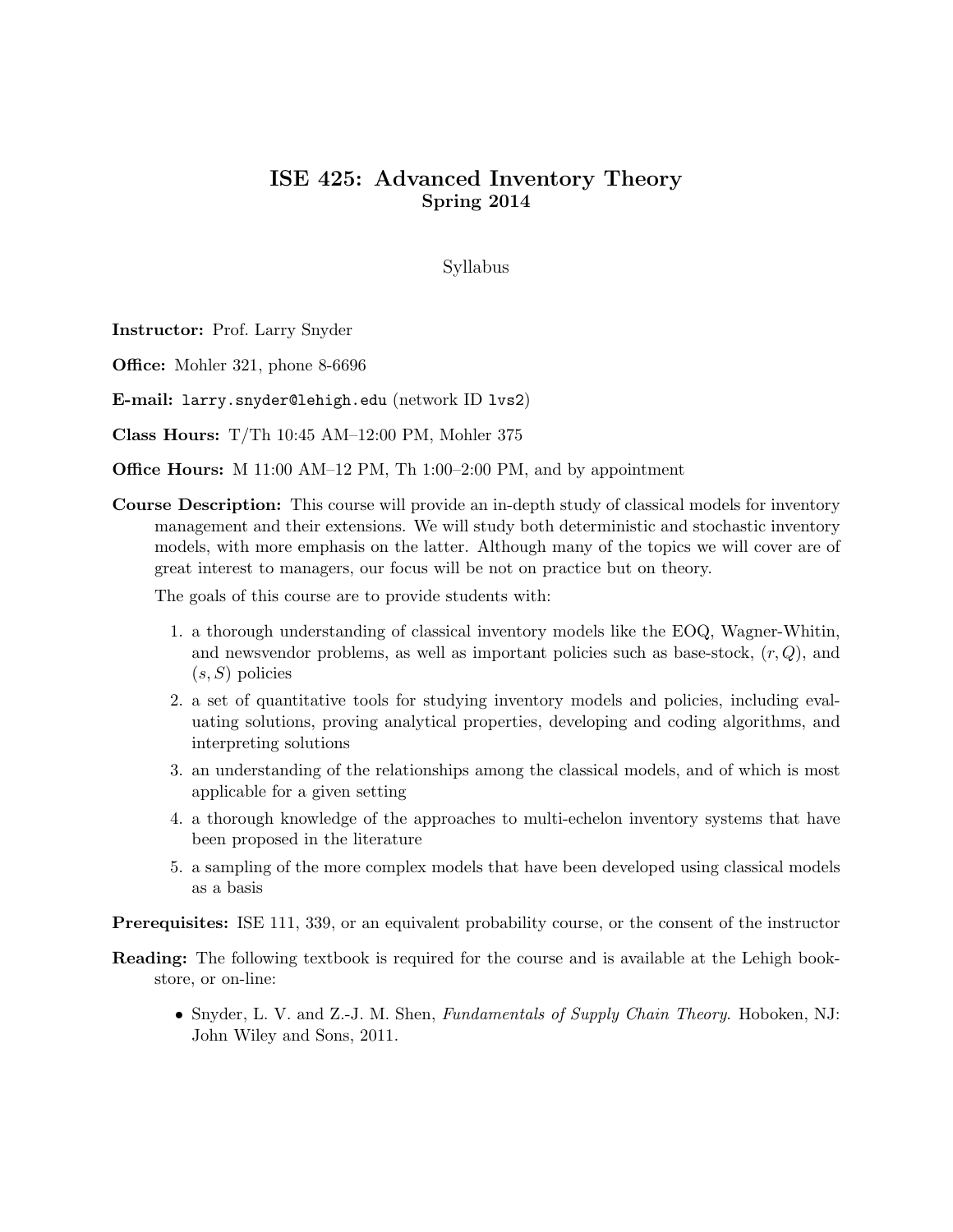# ISE 425: Advanced Inventory Theory

## Spring 2014

Syllabus

**Instructor:** Prof. Larry Snyder

**Office:** Mohler 321, phone 8-6696

**E-mail:** `larry.snyder@lehigh.edu` (network ID `lvs2`)

**Class Hours:** T/Th 10:45 AM–12:00 PM, Mohler 375

**Office Hours:** M 11:00 AM–12 PM, Th 1:00–2:00 PM, and by appointment

**Course Description:** This course will provide an in-depth study of classical models for inventory management and their extensions. We will study both deterministic and stochastic inventory models, with more emphasis on the latter. Although many of the topics we will cover are of great interest to managers, our focus will be not on practice but on theory.

The goals of this course are to provide students with:

1. a thorough understanding of classical inventory models like the EOQ, Wagner-Whitin, and newsvendor problems, as well as important policies such as base-stock, $(r, Q)$, and $(s, S)$ policies
2. a set of quantitative tools for studying inventory models and policies, including evaluating solutions, proving analytical properties, developing and coding algorithms, and interpreting solutions
3. an understanding of the relationships among the classical models, and of which is most applicable for a given setting
4. a thorough knowledge of the approaches to multi-echelon inventory systems that have been proposed in the literature
5. a sampling of the more complex models that have been developed using classical models as a basis

**Prerequisites:** ISE 111, 339, or an equivalent probability course, or the consent of the instructor

**Reading:** The following textbook is required for the course and is available at the Lehigh bookstore, or on-line:

- Snyder, L. V. and Z.-J. M. Shen, *Fundamentals of Supply Chain Theory*. Hoboken, NJ: John Wiley and Sons, 2011.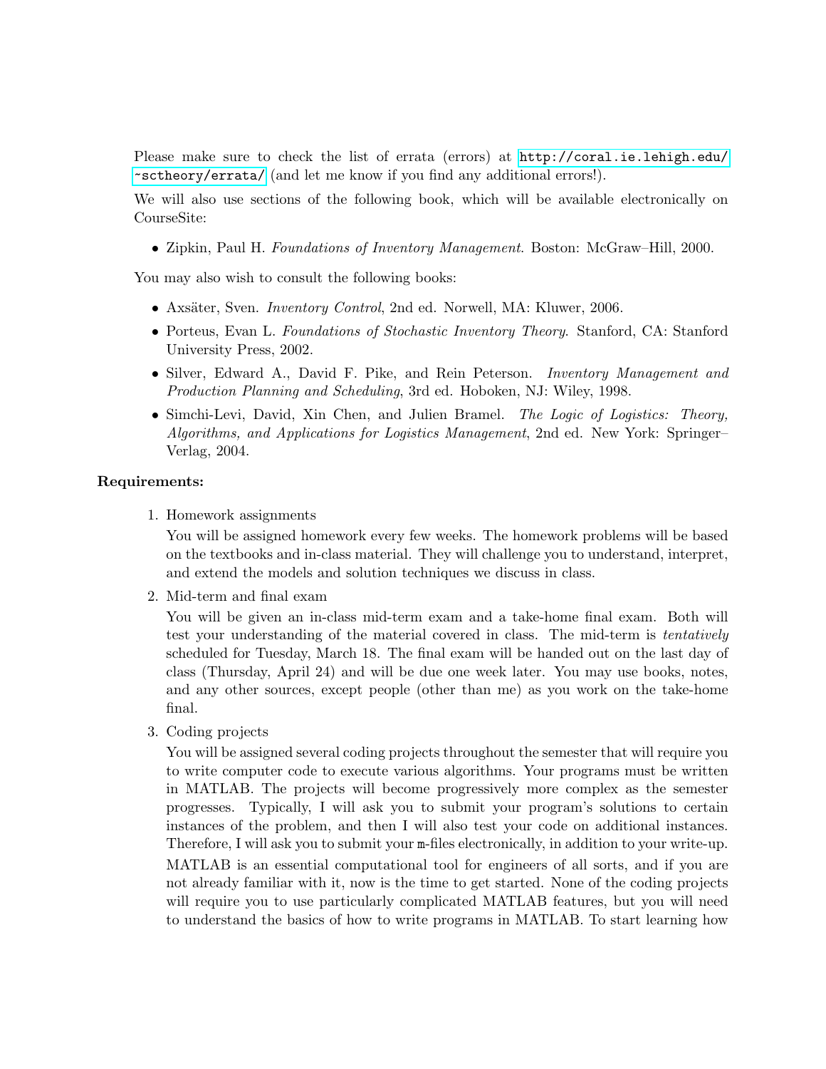Please make sure to check the list of errata (errors) at http://coral.ie.lehigh.edu/~sctheory/errata/ (and let me know if you find any additional errors!).

We will also use sections of the following book, which will be available electronically on CourseSite:

- Zipkin, Paul H. *Foundations of Inventory Management*. Boston: McGraw–Hill, 2000.

You may also wish to consult the following books:

- Axsäter, Sven. *Inventory Control*, 2nd ed. Norwell, MA: Kluwer, 2006.
- Porteus, Evan L. *Foundations of Stochastic Inventory Theory*. Stanford, CA: Stanford University Press, 2002.
- Silver, Edward A., David F. Pike, and Rein Peterson. *Inventory Management and Production Planning and Scheduling*, 3rd ed. Hoboken, NJ: Wiley, 1998.
- Simchi-Levi, David, Xin Chen, and Julien Bramel. *The Logic of Logistics: Theory, Algorithms, and Applications for Logistics Management*, 2nd ed. New York: Springer–Verlag, 2004.

**Requirements:**

1. Homework assignments

   You will be assigned homework every few weeks. The homework problems will be based on the textbooks and in-class material. They will challenge you to understand, interpret, and extend the models and solution techniques we discuss in class.

2. Mid-term and final exam

   You will be given an in-class mid-term exam and a take-home final exam. Both will test your understanding of the material covered in class. The mid-term is *tentatively* scheduled for Tuesday, March 18. The final exam will be handed out on the last day of class (Thursday, April 24) and will be due one week later. You may use books, notes, and any other sources, except people (other than me) as you work on the take-home final.

3. Coding projects

   You will be assigned several coding projects throughout the semester that will require you to write computer code to execute various algorithms. Your programs must be written in MATLAB. The projects will become progressively more complex as the semester progresses. Typically, I will ask you to submit your program's solutions to certain instances of the problem, and then I will also test your code on additional instances. Therefore, I will ask you to submit your `m`-files electronically, in addition to your write-up.

   MATLAB is an essential computational tool for engineers of all sorts, and if you are not already familiar with it, now is the time to get started. None of the coding projects will require you to use particularly complicated MATLAB features, but you will need to understand the basics of how to write programs in MATLAB. To start learning how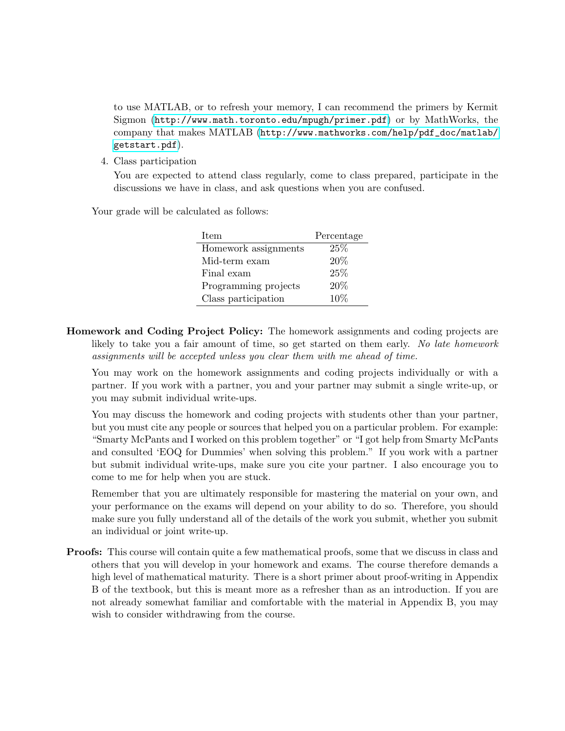to use MATLAB, or to refresh your memory, I can recommend the primers by Kermit Sigmon (http://www.math.toronto.edu/mpugh/primer.pdf) or by MathWorks, the company that makes MATLAB (http://www.mathworks.com/help/pdf_doc/matlab/getstart.pdf).

4. Class participation

   You are expected to attend class regularly, come to class prepared, participate in the discussions we have in class, and ask questions when you are confused.

Your grade will be calculated as follows:

| Item | Percentage |
|---|---|
| Homework assignments | 25% |
| Mid-term exam | 20% |
| Final exam | 25% |
| Programming projects | 20% |
| Class participation | 10% |

**Homework and Coding Project Policy:** The homework assignments and coding projects are likely to take you a fair amount of time, so get started on them early. *No late homework assignments will be accepted unless you clear them with me ahead of time.*

You may work on the homework assignments and coding projects individually or with a partner. If you work with a partner, you and your partner may submit a single write-up, or you may submit individual write-ups.

You may discuss the homework and coding projects with students other than your partner, but you must cite any people or sources that helped you on a particular problem. For example: "Smarty McPants and I worked on this problem together" or "I got help from Smarty McPants and consulted 'EOQ for Dummies' when solving this problem." If you work with a partner but submit individual write-ups, make sure you cite your partner. I also encourage you to come to me for help when you are stuck.

Remember that you are ultimately responsible for mastering the material on your own, and your performance on the exams will depend on your ability to do so. Therefore, you should make sure you fully understand all of the details of the work you submit, whether you submit an individual or joint write-up.

**Proofs:** This course will contain quite a few mathematical proofs, some that we discuss in class and others that you will develop in your homework and exams. The course therefore demands a high level of mathematical maturity. There is a short primer about proof-writing in Appendix B of the textbook, but this is meant more as a refresher than as an introduction. If you are not already somewhat familiar and comfortable with the material in Appendix B, you may wish to consider withdrawing from the course.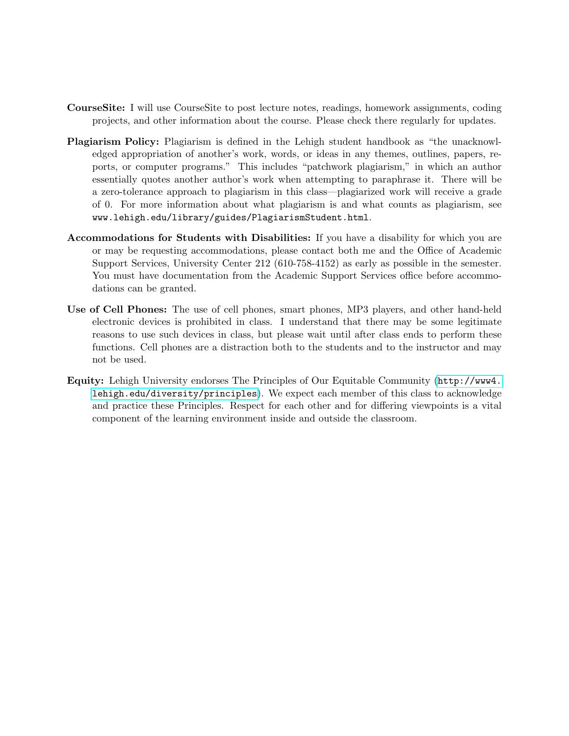**CourseSite:** I will use CourseSite to post lecture notes, readings, homework assignments, coding projects, and other information about the course. Please check there regularly for updates.

**Plagiarism Policy:** Plagiarism is defined in the Lehigh student handbook as "the unacknowledged appropriation of another's work, words, or ideas in any themes, outlines, papers, reports, or computer programs." This includes "patchwork plagiarism," in which an author essentially quotes another author's work when attempting to paraphrase it. There will be a zero-tolerance approach to plagiarism in this class—plagiarized work will receive a grade of 0. For more information about what plagiarism is and what counts as plagiarism, see `www.lehigh.edu/library/guides/PlagiarismStudent.html`.

**Accommodations for Students with Disabilities:** If you have a disability for which you are or may be requesting accommodations, please contact both me and the Office of Academic Support Services, University Center 212 (610-758-4152) as early as possible in the semester. You must have documentation from the Academic Support Services office before accommodations can be granted.

**Use of Cell Phones:** The use of cell phones, smart phones, MP3 players, and other hand-held electronic devices is prohibited in class. I understand that there may be some legitimate reasons to use such devices in class, but please wait until after class ends to perform these functions. Cell phones are a distraction both to the students and to the instructor and may not be used.

**Equity:** Lehigh University endorses The Principles of Our Equitable Community (`http://www4.lehigh.edu/diversity/principles`). We expect each member of this class to acknowledge and practice these Principles. Respect for each other and for differing viewpoints is a vital component of the learning environment inside and outside the classroom.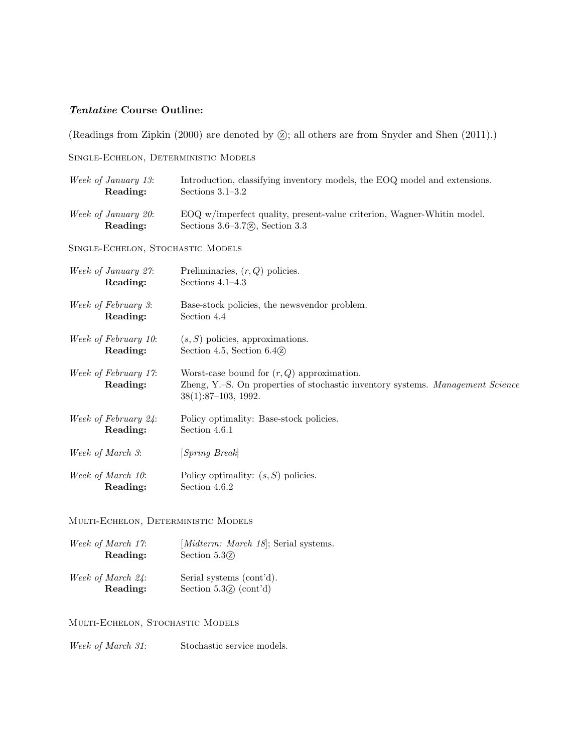### ***Tentative*** **Course Outline:**

(Readings from Zipkin (2000) are denoted by Ⓩ; all others are from Snyder and Shen (2011).)

SINGLE-ECHELON, DETERMINISTIC MODELS

*Week of January 13*: Introduction, classifying inventory models, the EOQ model and extensions.
**Reading:** Sections 3.1–3.2

*Week of January 20*: EOQ w/imperfect quality, present-value criterion, Wagner-Whitin model.
**Reading:** Sections 3.6–3.7Ⓩ, Section 3.3

SINGLE-ECHELON, STOCHASTIC MODELS

*Week of January 27*: Preliminaries, $(r, Q)$ policies.
**Reading:** Sections 4.1–4.3

*Week of February 3*: Base-stock policies, the newsvendor problem.
**Reading:** Section 4.4

*Week of February 10*: $(s, S)$ policies, approximations.
**Reading:** Section 4.5, Section 6.4Ⓩ

*Week of February 17*: Worst-case bound for $(r, Q)$ approximation.
**Reading:** Zheng, Y.–S. On properties of stochastic inventory systems. *Management Science* 38(1):87–103, 1992.

*Week of February 24*: Policy optimality: Base-stock policies.
**Reading:** Section 4.6.1

*Week of March 3*: [*Spring Break*]

*Week of March 10*: Policy optimality: $(s, S)$ policies.
**Reading:** Section 4.6.2

MULTI-ECHELON, DETERMINISTIC MODELS

*Week of March 17*: [*Midterm: March 18*]; Serial systems.
**Reading:** Section 5.3Ⓩ

*Week of March 24*: Serial systems (cont'd).
**Reading:** Section 5.3Ⓩ (cont'd)

MULTI-ECHELON, STOCHASTIC MODELS

*Week of March 31*: Stochastic service models.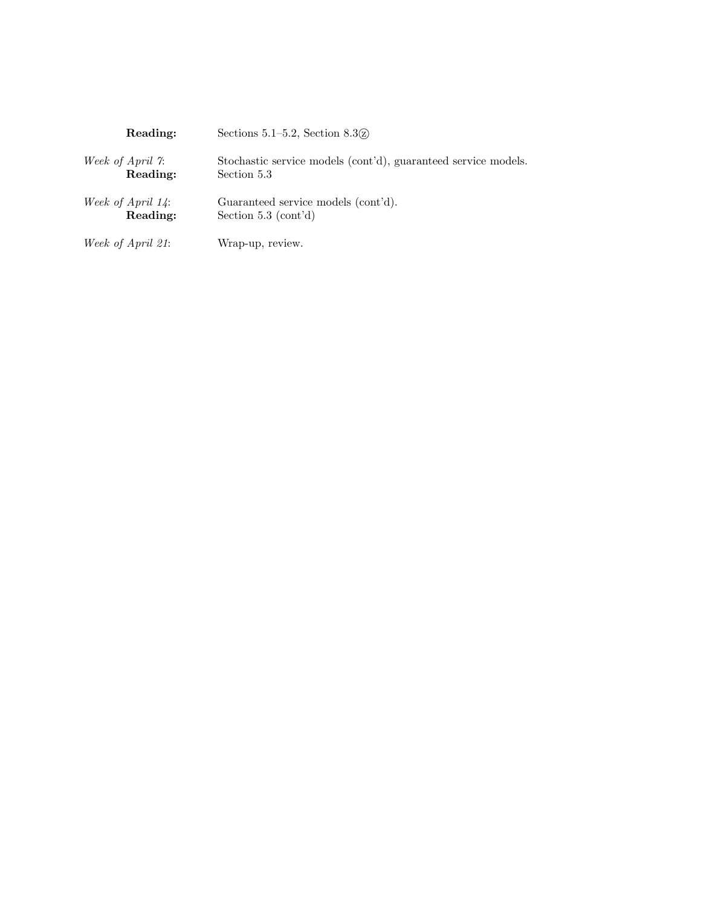**Reading:** Sections 5.1–5.2, Section 8.3ⓩ

*Week of April 7*: Stochastic service models (cont'd), guaranteed service models.
**Reading:** Section 5.3

*Week of April 14*: Guaranteed service models (cont'd).
**Reading:** Section 5.3 (cont'd)

*Week of April 21*: Wrap-up, review.